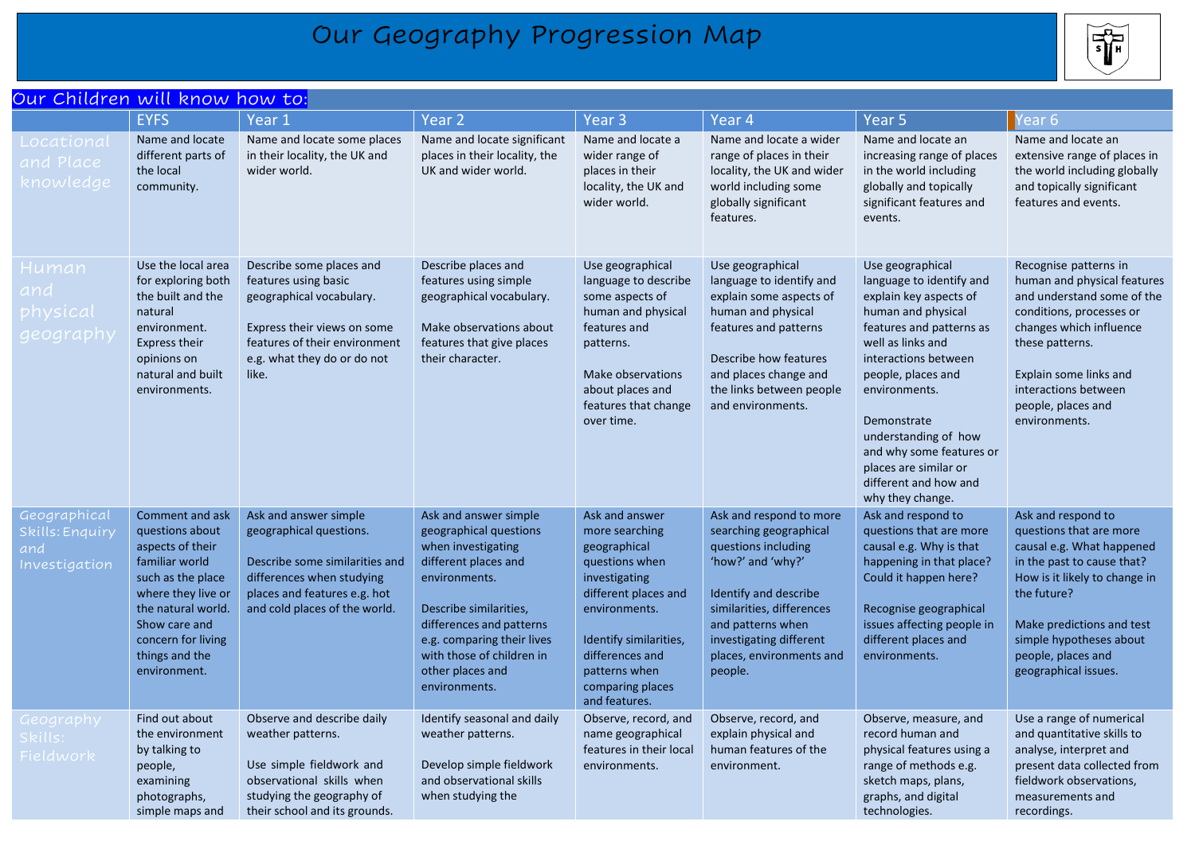# Our Geography Progression Map

## Our Children will know how to:

| | EYFS | Year 1 | Year 2 | Year 3 | Year 4 | Year 5 | Year 6 |
|---|---|---|---|---|---|---|---|
| Locational and Place knowledge | Name and locate different parts of the local community. | Name and locate some places in their locality, the UK and wider world. | Name and locate significant places in their locality, the UK and wider world. | Name and locate a wider range of places in their locality, the UK and wider world. | Name and locate a wider range of places in their locality, the UK and wider world including some globally significant features. | Name and locate an increasing range of places in the world including globally and topically significant features and events. | Name and locate an extensive range of places in the world including globally and topically significant features and events. |
| Human and physical geography | Use the local area for exploring both the built and the natural environment. Express their opinions on natural and built environments. | Describe some places and features using basic geographical vocabulary.<br><br>Express their views on some features of their environment e.g. what they do or do not like. | Describe places and features using simple geographical vocabulary.<br><br>Make observations about features that give places their character. | Use geographical language to describe some aspects of human and physical features and patterns.<br><br>Make observations about places and features that change over time. | Use geographical language to identify and explain some aspects of human and physical features and patterns<br><br>Describe how features and places change and the links between people and environments. | Use geographical language to identify and explain key aspects of human and physical features and patterns as well as links and interactions between people, places and environments.<br><br>Demonstrate understanding of how and why some features or places are similar or different and how and why they change. | Recognise patterns in human and physical features and understand some of the conditions, processes or changes which influence these patterns.<br><br>Explain some links and interactions between people, places and environments. |
| Geographical Skills: Enquiry and Investigation | Comment and ask questions about aspects of their familiar world such as the place where they live or the natural world. Show care and concern for living things and the environment. | Ask and answer simple geographical questions.<br><br>Describe some similarities and differences when studying places and features e.g. hot and cold places of the world. | Ask and answer simple geographical questions when investigating different places and environments.<br><br>Describe similarities, differences and patterns e.g. comparing their lives with those of children in other places and environments. | Ask and answer more searching geographical questions when investigating different places and environments.<br><br>Identify similarities, differences and patterns when comparing places and features. | Ask and respond to more searching geographical questions including 'how?' and 'why?'<br><br>Identify and describe similarities, differences and patterns when investigating different places, environments and people. | Ask and respond to questions that are more causal e.g. Why is that happening in that place? Could it happen here?<br><br>Recognise geographical issues affecting people in different places and environments. | Ask and respond to questions that are more causal e.g. What happened in the past to cause that? How is it likely to change in the future?<br><br>Make predictions and test simple hypotheses about people, places and geographical issues. |
| Geography Skills: Fieldwork | Find out about the environment by talking to people, examining photographs, simple maps and | Observe and describe daily weather patterns.<br><br>Use simple fieldwork and observational skills when studying the geography of their school and its grounds. | Identify seasonal and daily weather patterns.<br><br>Develop simple fieldwork and observational skills when studying the | Observe, record, and name geographical features in their local environments. | Observe, record, and explain physical and human features of the environment. | Observe, measure, and record human and physical features using a range of methods e.g. sketch maps, plans, graphs, and digital technologies. | Use a range of numerical and quantitative skills to analyse, interpret and present data collected from fieldwork observations, measurements and recordings. |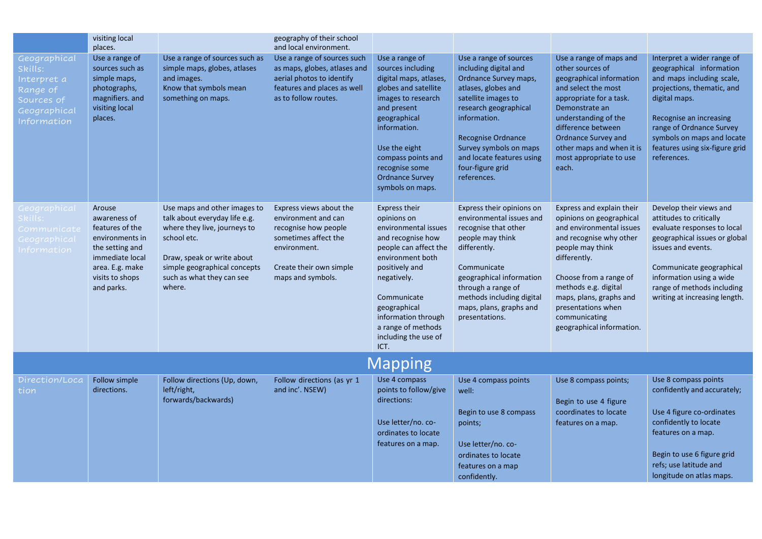| | | | | | | | |
|---|---|---|---|---|---|---|---|
| | visiting local places. | | geography of their school and local environment. | | | | |
| Geographical Skills: Interpret a Range of Sources of Geographical Information | Use a range of sources such as simple maps, photographs, magnifiers. and visiting local places. | Use a range of sources such as simple maps, globes, atlases and images.<br>Know that symbols mean something on maps. | Use a range of sources such as maps, globes, atlases and aerial photos to identify features and places as well as to follow routes. | Use a range of sources including digital maps, atlases, globes and satellite images to research and present geographical information.<br><br>Use the eight compass points and recognise some Ordnance Survey symbols on maps. | Use a range of sources including digital and Ordnance Survey maps, atlases, globes and satellite images to research geographical information.<br><br>Recognise Ordnance Survey symbols on maps and locate features using four-figure grid references. | Use a range of maps and other sources of geographical information and select the most appropriate for a task. Demonstrate an understanding of the difference between Ordnance Survey and other maps and when it is most appropriate to use each. | Interpret a wider range of geographical information and maps including scale, projections, thematic, and digital maps.<br><br>Recognise an increasing range of Ordnance Survey symbols on maps and locate features using six-figure grid references. |
| Geographical Skills: Communicate Geographical Information | Arouse awareness of features of the environments in the setting and immediate local area. E.g. make visits to shops and parks. | Use maps and other images to talk about everyday life e.g. where they live, journeys to school etc.<br><br>Draw, speak or write about simple geographical concepts such as what they can see where. | Express views about the environment and can recognise how people sometimes affect the environment.<br><br>Create their own simple maps and symbols. | Express their opinions on environmental issues and recognise how people can affect the environment both positively and negatively.<br><br>Communicate geographical information through a range of methods including the use of ICT. | Express their opinions on environmental issues and recognise that other people may think differently.<br><br>Communicate geographical information through a range of methods including digital maps, plans, graphs and presentations. | Express and explain their opinions on geographical and environmental issues and recognise why other people may think differently.<br><br>Choose from a range of methods e.g. digital maps, plans, graphs and presentations when communicating geographical information. | Develop their views and attitudes to critically evaluate responses to local geographical issues or global issues and events.<br><br>Communicate geographical information using a wide range of methods including writing at increasing length. |
| **Mapping** | | | | | | | |
| Direction/Location | Follow simple directions. | Follow directions (Up, down, left/right, forwards/backwards) | Follow directions (as yr 1 and inc'. NSEW) | Use 4 compass points to follow/give directions:<br><br>Use letter/no. co-ordinates to locate features on a map. | Use 4 compass points well:<br><br>Begin to use 8 compass points;<br><br>Use letter/no. co-ordinates to locate features on a map confidently. | Use 8 compass points;<br><br>Begin to use 4 figure coordinates to locate features on a map. | Use 8 compass points confidently and accurately;<br><br>Use 4 figure co-ordinates confidently to locate features on a map.<br><br>Begin to use 6 figure grid refs; use latitude and longitude on atlas maps. |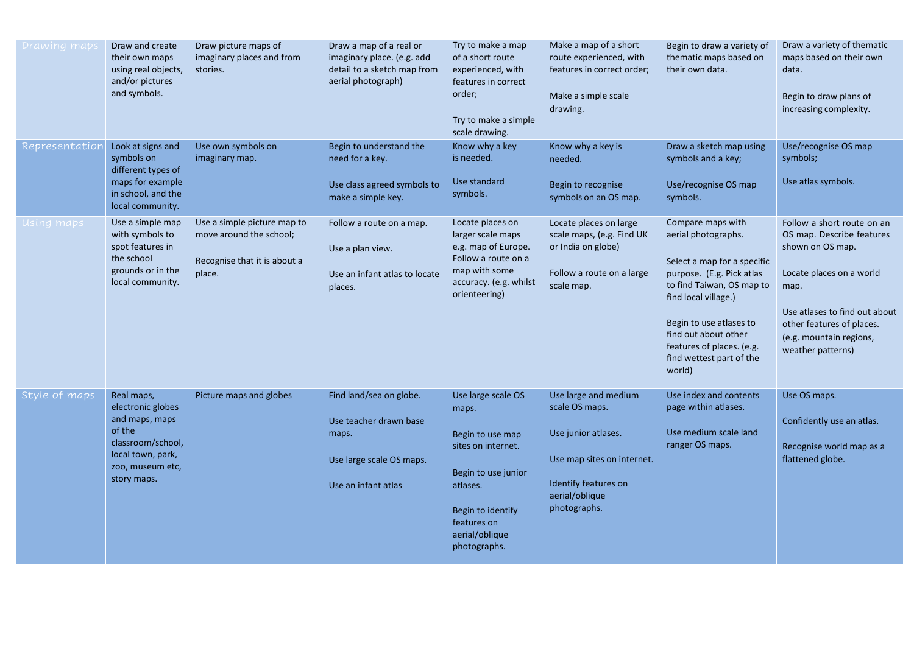| | | | | | | | |
|---|---|---|---|---|---|---|---|
| Drawing maps | Draw and create their own maps using real objects, and/or pictures and symbols. | Draw picture maps of imaginary places and from stories. | Draw a map of a real or imaginary place. (e.g. add detail to a sketch map from aerial photograph) | Try to make a map of a short route experienced, with features in correct order;<br><br>Try to make a simple scale drawing. | Make a map of a short route experienced, with features in correct order;<br><br>Make a simple scale drawing. | Begin to draw a variety of thematic maps based on their own data. | Draw a variety of thematic maps based on their own data.<br><br>Begin to draw plans of increasing complexity. |
| Representation | Look at signs and symbols on different types of maps for example in school, and the local community. | Use own symbols on imaginary map. | Begin to understand the need for a key.<br><br>Use class agreed symbols to make a simple key. | Know why a key is needed.<br><br>Use standard symbols. | Know why a key is needed.<br><br>Begin to recognise symbols on an OS map. | Draw a sketch map using symbols and a key;<br><br>Use/recognise OS map symbols. | Use/recognise OS map symbols;<br><br>Use atlas symbols. |
| Using maps | Use a simple map with symbols to spot features in the school grounds or in the local community. | Use a simple picture map to move around the school;<br><br>Recognise that it is about a place. | Follow a route on a map.<br><br>Use a plan view.<br><br>Use an infant atlas to locate places. | Locate places on larger scale maps e.g. map of Europe. Follow a route on a map with some accuracy. (e.g. whilst orienteering) | Locate places on large scale maps, (e.g. Find UK or India on globe)<br><br>Follow a route on a large scale map. | Compare maps with aerial photographs.<br><br>Select a map for a specific purpose. (E.g. Pick atlas to find Taiwan, OS map to find local village.)<br><br>Begin to use atlases to find out about other features of places. (e.g. find wettest part of the world) | Follow a short route on an OS map. Describe features shown on OS map.<br><br>Locate places on a world map.<br><br>Use atlases to find out about other features of places. (e.g. mountain regions, weather patterns) |
| Style of maps | Real maps, electronic globes and maps, maps of the classroom/school, local town, park, zoo, museum etc, story maps. | Picture maps and globes | Find land/sea on globe.<br><br>Use teacher drawn base maps.<br><br>Use large scale OS maps.<br><br>Use an infant atlas | Use large scale OS maps.<br><br>Begin to use map sites on internet.<br><br>Begin to use junior atlases.<br><br>Begin to identify features on aerial/oblique photographs. | Use large and medium scale OS maps.<br><br>Use junior atlases.<br><br>Use map sites on internet.<br><br>Identify features on aerial/oblique photographs. | Use index and contents page within atlases.<br><br>Use medium scale land ranger OS maps. | Use OS maps.<br><br>Confidently use an atlas.<br><br>Recognise world map as a flattened globe. |